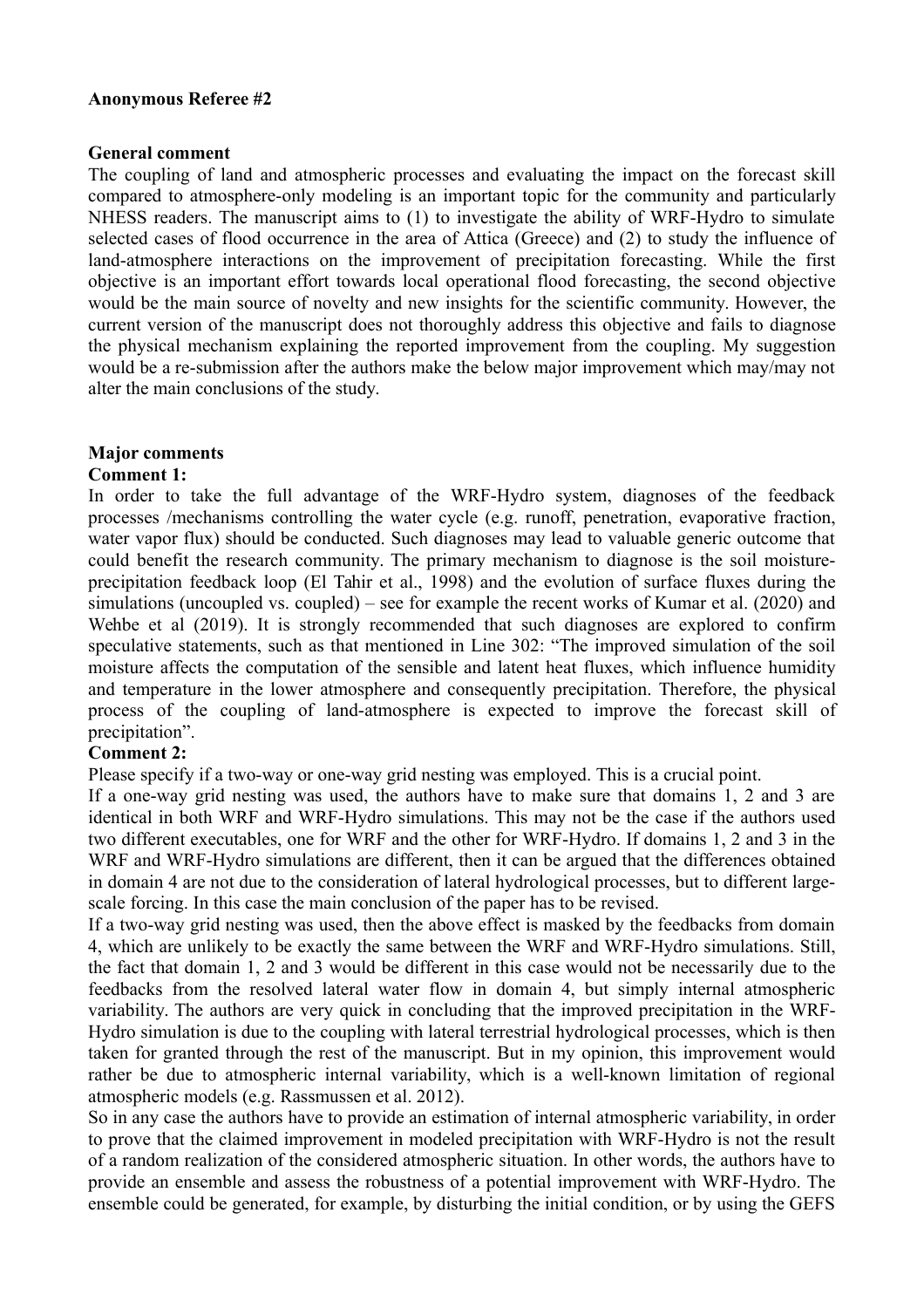**Anonymous Referee #2**

**General comment**

The coupling of land and atmospheric processes and evaluating the impact on the forecast skill compared to atmosphere-only modeling is an important topic for the community and particularly NHESS readers. The manuscript aims to (1) to investigate the ability of WRF-Hydro to simulate selected cases of flood occurrence in the area of Attica (Greece) and (2) to study the influence of land-atmosphere interactions on the improvement of precipitation forecasting. While the first objective is an important effort towards local operational flood forecasting, the second objective would be the main source of novelty and new insights for the scientific community. However, the current version of the manuscript does not thoroughly address this objective and fails to diagnose the physical mechanism explaining the reported improvement from the coupling. My suggestion would be a re-submission after the authors make the below major improvement which may/may not alter the main conclusions of the study.

**Major comments**

**Comment 1:**

In order to take the full advantage of the WRF-Hydro system, diagnoses of the feedback processes /mechanisms controlling the water cycle (e.g. runoff, penetration, evaporative fraction, water vapor flux) should be conducted. Such diagnoses may lead to valuable generic outcome that could benefit the research community. The primary mechanism to diagnose is the soil moisture-precipitation feedback loop (El Tahir et al., 1998) and the evolution of surface fluxes during the simulations (uncoupled vs. coupled) – see for example the recent works of Kumar et al. (2020) and Wehbe et al (2019). It is strongly recommended that such diagnoses are explored to confirm speculative statements, such as that mentioned in Line 302: "The improved simulation of the soil moisture affects the computation of the sensible and latent heat fluxes, which influence humidity and temperature in the lower atmosphere and consequently precipitation. Therefore, the physical process of the coupling of land-atmosphere is expected to improve the forecast skill of precipitation".

**Comment 2:**

Please specify if a two-way or one-way grid nesting was employed. This is a crucial point.

If a one-way grid nesting was used, the authors have to make sure that domains 1, 2 and 3 are identical in both WRF and WRF-Hydro simulations. This may not be the case if the authors used two different executables, one for WRF and the other for WRF-Hydro. If domains 1, 2 and 3 in the WRF and WRF-Hydro simulations are different, then it can be argued that the differences obtained in domain 4 are not due to the consideration of lateral hydrological processes, but to different large-scale forcing. In this case the main conclusion of the paper has to be revised.

If a two-way grid nesting was used, then the above effect is masked by the feedbacks from domain 4, which are unlikely to be exactly the same between the WRF and WRF-Hydro simulations. Still, the fact that domain 1, 2 and 3 would be different in this case would not be necessarily due to the feedbacks from the resolved lateral water flow in domain 4, but simply internal atmospheric variability. The authors are very quick in concluding that the improved precipitation in the WRF-Hydro simulation is due to the coupling with lateral terrestrial hydrological processes, which is then taken for granted through the rest of the manuscript. But in my opinion, this improvement would rather be due to atmospheric internal variability, which is a well-known limitation of regional atmospheric models (e.g. Rassmussen et al. 2012).

So in any case the authors have to provide an estimation of internal atmospheric variability, in order to prove that the claimed improvement in modeled precipitation with WRF-Hydro is not the result of a random realization of the considered atmospheric situation. In other words, the authors have to provide an ensemble and assess the robustness of a potential improvement with WRF-Hydro. The ensemble could be generated, for example, by disturbing the initial condition, or by using the GEFS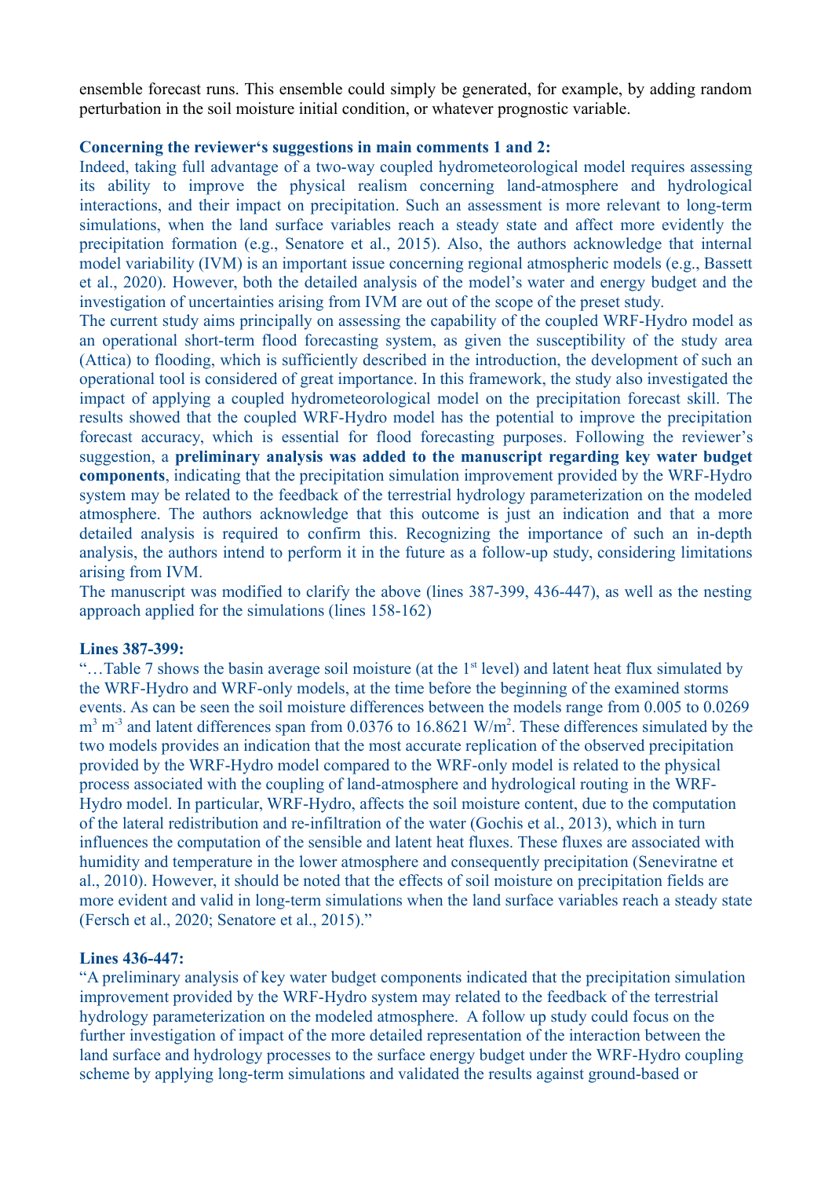ensemble forecast runs. This ensemble could simply be generated, for example, by adding random perturbation in the soil moisture initial condition, or whatever prognostic variable.

**Concerning the reviewer's suggestions in main comments 1 and 2:**

Indeed, taking full advantage of a two-way coupled hydrometeorological model requires assessing its ability to improve the physical realism concerning land-atmosphere and hydrological interactions, and their impact on precipitation. Such an assessment is more relevant to long-term simulations, when the land surface variables reach a steady state and affect more evidently the precipitation formation (e.g., Senatore et al., 2015). Also, the authors acknowledge that internal model variability (IVM) is an important issue concerning regional atmospheric models (e.g., Bassett et al., 2020). However, both the detailed analysis of the model's water and energy budget and the investigation of uncertainties arising from IVM are out of the scope of the preset study.

The current study aims principally on assessing the capability of the coupled WRF-Hydro model as an operational short-term flood forecasting system, as given the susceptibility of the study area (Attica) to flooding, which is sufficiently described in the introduction, the development of such an operational tool is considered of great importance. In this framework, the study also investigated the impact of applying a coupled hydrometeorological model on the precipitation forecast skill. The results showed that the coupled WRF-Hydro model has the potential to improve the precipitation forecast accuracy, which is essential for flood forecasting purposes. Following the reviewer's suggestion, a **preliminary analysis was added to the manuscript regarding key water budget components**, indicating that the precipitation simulation improvement provided by the WRF-Hydro system may be related to the feedback of the terrestrial hydrology parameterization on the modeled atmosphere. The authors acknowledge that this outcome is just an indication and that a more detailed analysis is required to confirm this. Recognizing the importance of such an in-depth analysis, the authors intend to perform it in the future as a follow-up study, considering limitations arising from IVM.

The manuscript was modified to clarify the above (lines 387-399, 436-447), as well as the nesting approach applied for the simulations (lines 158-162)

**Lines 387-399:**

"…Table 7 shows the basin average soil moisture (at the 1st level) and latent heat flux simulated by the WRF-Hydro and WRF-only models, at the time before the beginning of the examined storms events. As can be seen the soil moisture differences between the models range from 0.005 to 0.0269 $m^3$ $m^{-3}$ and latent differences span from 0.0376 to 16.8621 $W/m^2$. These differences simulated by the two models provides an indication that the most accurate replication of the observed precipitation provided by the WRF-Hydro model compared to the WRF-only model is related to the physical process associated with the coupling of land-atmosphere and hydrological routing in the WRF-Hydro model. In particular, WRF-Hydro, affects the soil moisture content, due to the computation of the lateral redistribution and re-infiltration of the water (Gochis et al., 2013), which in turn influences the computation of the sensible and latent heat fluxes. These fluxes are associated with humidity and temperature in the lower atmosphere and consequently precipitation (Seneviratne et al., 2010). However, it should be noted that the effects of soil moisture on precipitation fields are more evident and valid in long-term simulations when the land surface variables reach a steady state (Fersch et al., 2020; Senatore et al., 2015)."

**Lines 436-447:**

"A preliminary analysis of key water budget components indicated that the precipitation simulation improvement provided by the WRF-Hydro system may related to the feedback of the terrestrial hydrology parameterization on the modeled atmosphere. A follow up study could focus on the further investigation of impact of the more detailed representation of the interaction between the land surface and hydrology processes to the surface energy budget under the WRF-Hydro coupling scheme by applying long-term simulations and validated the results against ground-based or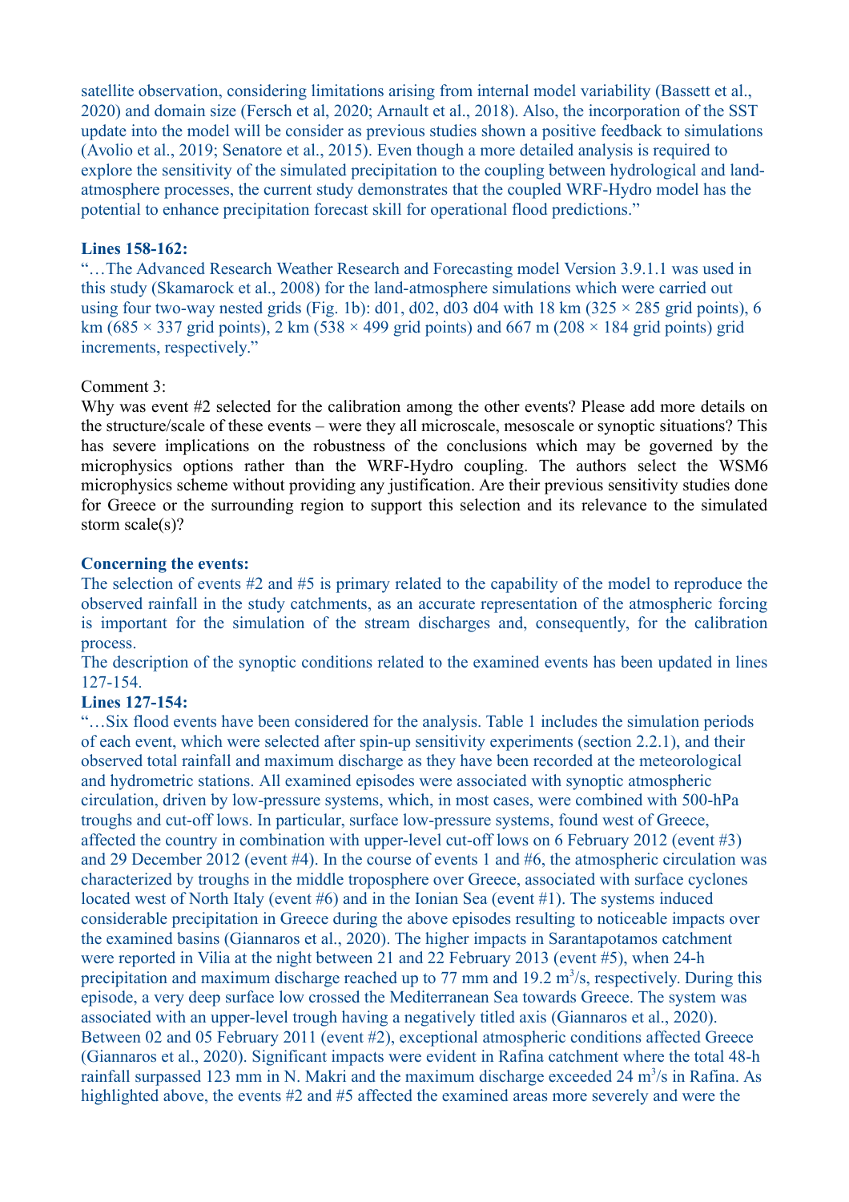satellite observation, considering limitations arising from internal model variability (Bassett et al., 2020) and domain size (Fersch et al, 2020; Arnault et al., 2018). Also, the incorporation of the SST update into the model will be consider as previous studies shown a positive feedback to simulations (Avolio et al., 2019; Senatore et al., 2015). Even though a more detailed analysis is required to explore the sensitivity of the simulated precipitation to the coupling between hydrological and land-atmosphere processes, the current study demonstrates that the coupled WRF-Hydro model has the potential to enhance precipitation forecast skill for operational flood predictions."

**Lines 158-162:**

"…The Advanced Research Weather Research and Forecasting model Version 3.9.1.1 was used in this study (Skamarock et al., 2008) for the land-atmosphere simulations which were carried out using four two-way nested grids (Fig. 1b): d01, d02, d03 d04 with 18 km (325 × 285 grid points), 6 km (685 × 337 grid points), 2 km (538 × 499 grid points) and 667 m (208 × 184 grid points) grid increments, respectively."

Comment 3:

Why was event #2 selected for the calibration among the other events? Please add more details on the structure/scale of these events – were they all microscale, mesoscale or synoptic situations? This has severe implications on the robustness of the conclusions which may be governed by the microphysics options rather than the WRF-Hydro coupling. The authors select the WSM6 microphysics scheme without providing any justification. Are their previous sensitivity studies done for Greece or the surrounding region to support this selection and its relevance to the simulated storm scale(s)?

**Concerning the events:**

The selection of events #2 and #5 is primary related to the capability of the model to reproduce the observed rainfall in the study catchments, as an accurate representation of the atmospheric forcing is important for the simulation of the stream discharges and, consequently, for the calibration process.

The description of the synoptic conditions related to the examined events has been updated in lines 127-154.

**Lines 127-154:**

"…Six flood events have been considered for the analysis. Table 1 includes the simulation periods of each event, which were selected after spin-up sensitivity experiments (section 2.2.1), and their observed total rainfall and maximum discharge as they have been recorded at the meteorological and hydrometric stations. All examined episodes were associated with synoptic atmospheric circulation, driven by low-pressure systems, which, in most cases, were combined with 500-hPa troughs and cut-off lows. In particular, surface low-pressure systems, found west of Greece, affected the country in combination with upper-level cut-off lows on 6 February 2012 (event #3) and 29 December 2012 (event #4). In the course of events 1 and #6, the atmospheric circulation was characterized by troughs in the middle troposphere over Greece, associated with surface cyclones located west of North Italy (event #6) and in the Ionian Sea (event #1). The systems induced considerable precipitation in Greece during the above episodes resulting to noticeable impacts over the examined basins (Giannaros et al., 2020). The higher impacts in Sarantapotamos catchment were reported in Vilia at the night between 21 and 22 February 2013 (event #5), when 24-h precipitation and maximum discharge reached up to 77 mm and 19.2 $m^3/s$, respectively. During this episode, a very deep surface low crossed the Mediterranean Sea towards Greece. The system was associated with an upper-level trough having a negatively titled axis (Giannaros et al., 2020). Between 02 and 05 February 2011 (event #2), exceptional atmospheric conditions affected Greece (Giannaros et al., 2020). Significant impacts were evident in Rafina catchment where the total 48-h rainfall surpassed 123 mm in N. Makri and the maximum discharge exceeded 24 $m^3/s$ in Rafina. As highlighted above, the events #2 and #5 affected the examined areas more severely and were the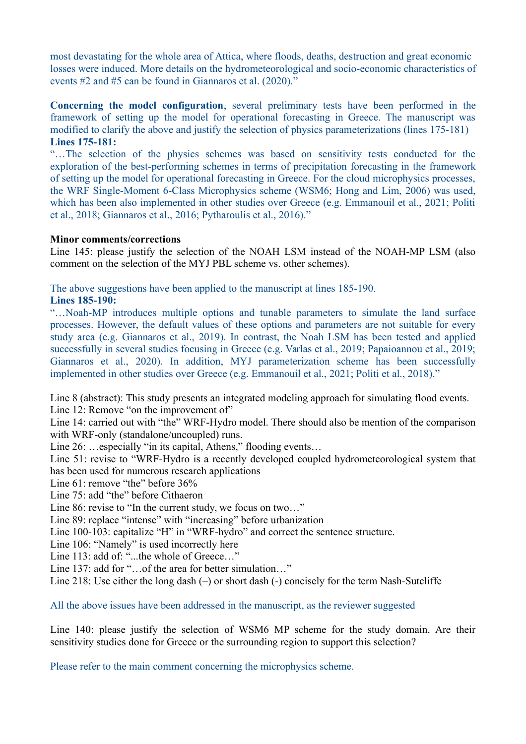most devastating for the whole area of Attica, where floods, deaths, destruction and great economic losses were induced. More details on the hydrometeorological and socio-economic characteristics of events #2 and #5 can be found in Giannaros et al. (2020)."

**Concerning the model configuration**, several preliminary tests have been performed in the framework of setting up the model for operational forecasting in Greece. The manuscript was modified to clarify the above and justify the selection of physics parameterizations (lines 175-181)

**Lines 175-181:**

"…The selection of the physics schemes was based on sensitivity tests conducted for the exploration of the best-performing schemes in terms of precipitation forecasting in the framework of setting up the model for operational forecasting in Greece. For the cloud microphysics processes, the WRF Single-Moment 6-Class Microphysics scheme (WSM6; Hong and Lim, 2006) was used, which has been also implemented in other studies over Greece (e.g. Emmanouil et al., 2021; Politi et al., 2018; Giannaros et al., 2016; Pytharoulis et al., 2016)."

**Minor comments/corrections**

Line 145: please justify the selection of the NOAH LSM instead of the NOAH-MP LSM (also comment on the selection of the MYJ PBL scheme vs. other schemes).

The above suggestions have been applied to the manuscript at lines 185-190.

**Lines 185-190:**

"…Noah-MP introduces multiple options and tunable parameters to simulate the land surface processes. However, the default values of these options and parameters are not suitable for every study area (e.g. Giannaros et al., 2019). In contrast, the Noah LSM has been tested and applied successfully in several studies focusing in Greece (e.g. Varlas et al., 2019; Papaioannou et al., 2019; Giannaros et al., 2020). In addition, MYJ parameterization scheme has been successfully implemented in other studies over Greece (e.g. Emmanouil et al., 2021; Politi et al., 2018)."

Line 8 (abstract): This study presents an integrated modeling approach for simulating flood events.
Line 12: Remove "on the improvement of"
Line 14: carried out with "the" WRF-Hydro model. There should also be mention of the comparison with WRF-only (standalone/uncoupled) runs.
Line 26: …especially "in its capital, Athens," flooding events…
Line 51: revise to "WRF-Hydro is a recently developed coupled hydrometeorological system that has been used for numerous research applications
Line 61: remove "the" before 36%
Line 75: add "the" before Cithaeron
Line 86: revise to "In the current study, we focus on two…"
Line 89: replace "intense" with "increasing" before urbanization
Line 100-103: capitalize "H" in "WRF-hydro" and correct the sentence structure.
Line 106: "Namely" is used incorrectly here
Line 113: add of: "...the whole of Greece…"
Line 137: add for "…of the area for better simulation…"
Line 218: Use either the long dash (–) or short dash (-) concisely for the term Nash-Sutcliffe

All the above issues have been addressed in the manuscript, as the reviewer suggested

Line 140: please justify the selection of WSM6 MP scheme for the study domain. Are their sensitivity studies done for Greece or the surrounding region to support this selection?

Please refer to the main comment concerning the microphysics scheme.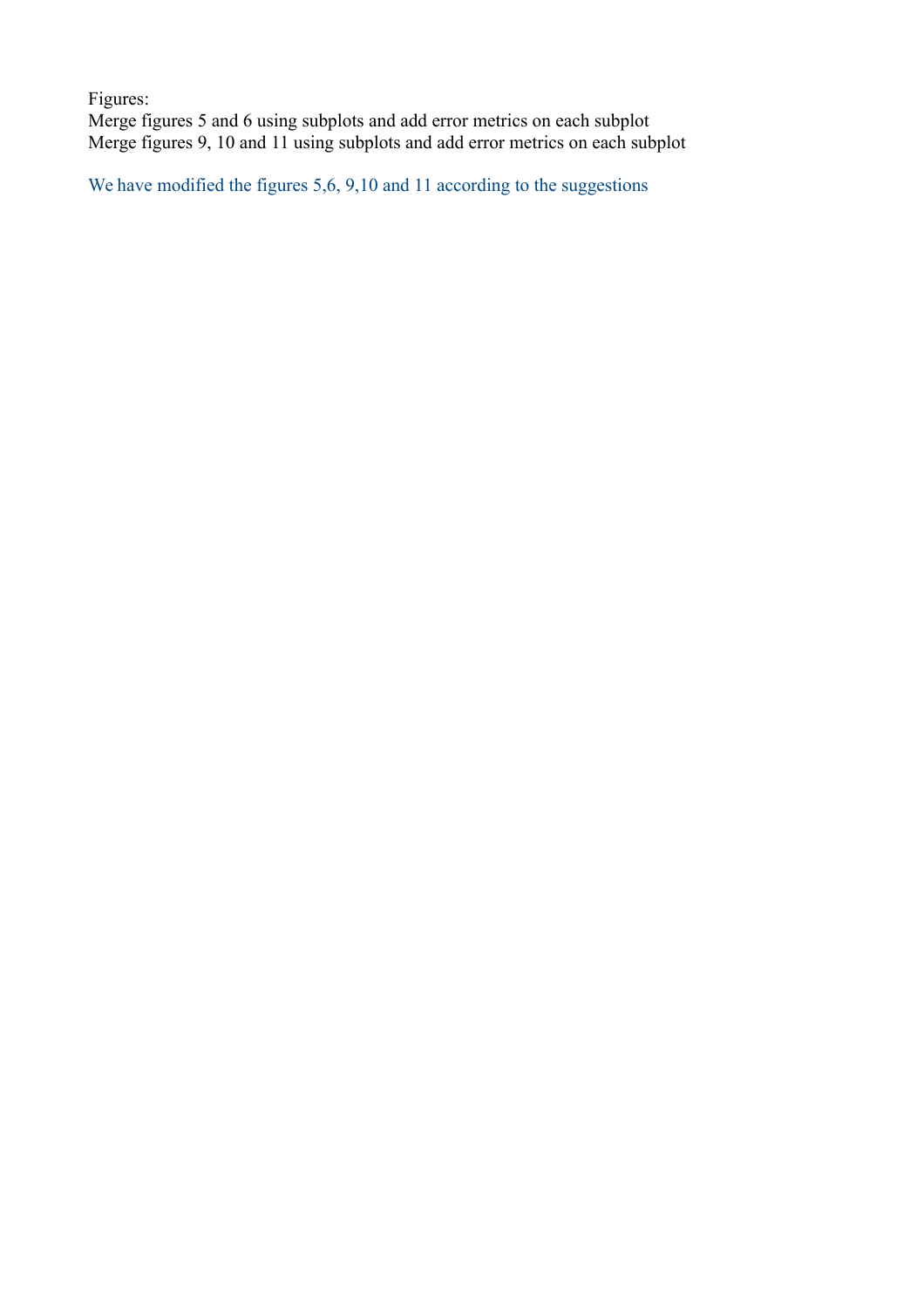Figures:
Merge figures 5 and 6 using subplots and add error metrics on each subplot
Merge figures 9, 10 and 11 using subplots and add error metrics on each subplot

We have modified the figures 5,6, 9,10 and 11 according to the suggestions